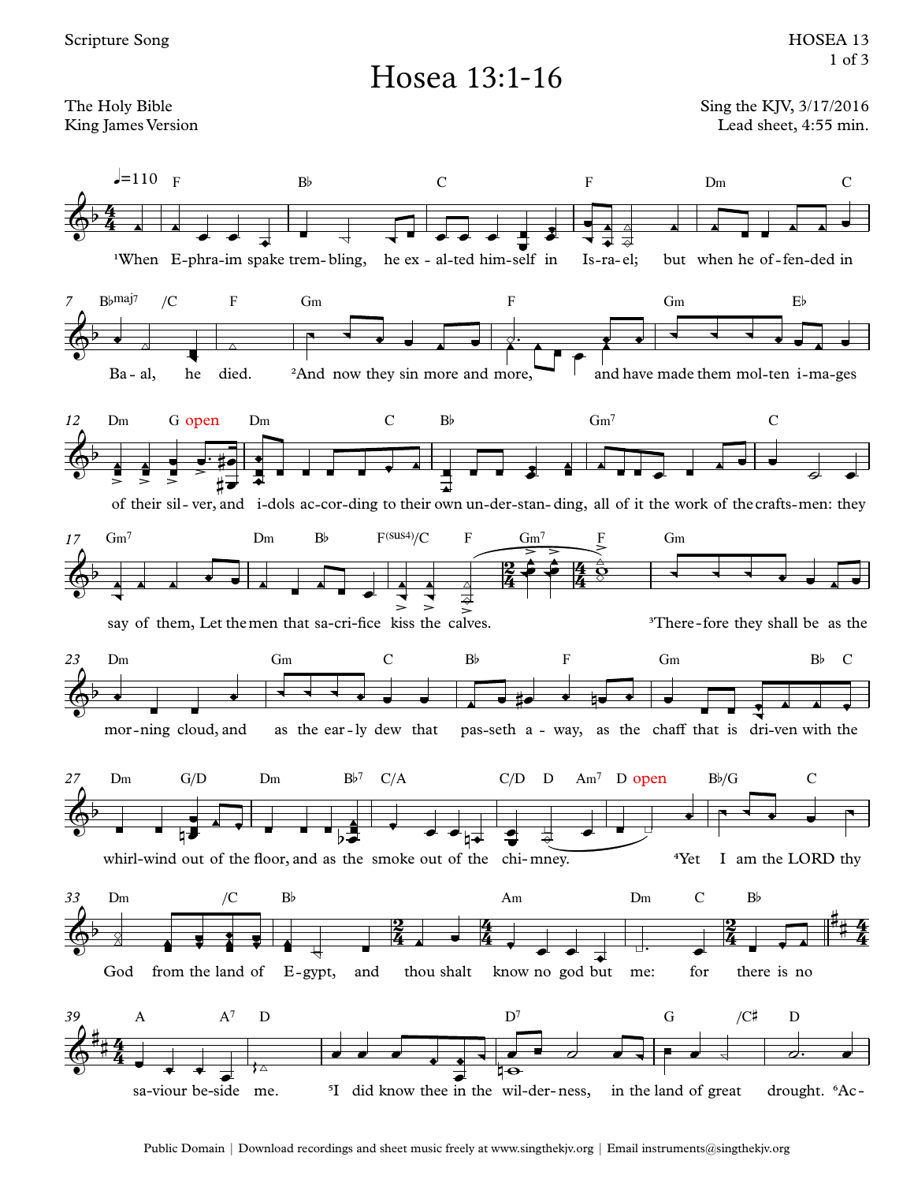Scripture Song

# Hosea 13:1-16

The Holy Bible
King James Version

Sing the KJV, 3/17/2016
Lead sheet, 4:55 min.

♩=110

[1]When Ephraim spake trembling, he exalted himself in Israel; but when he offended in Baal, he died. [2]And now they sin more and more, and have made them molten images of their silver, and idols according to their own understanding, all of it the work of the craftsmen: they say of them, Let the men that sacrifice kiss the calves. [3]Therefore they shall be as the morning cloud, and as the early dew that passeth away, as the chaff that is driven with the whirlwind out of the floor, and as the smoke out of the chimney. [4]Yet I am the LORD thy God from the land of Egypt, and thou shalt know no god but me: for there is no saviour beside me. [5]I did know thee in the wilderness, in the land of great drought. [6]Ac-

Public Domain | Download recordings and sheet music freely at www.singthekjv.org | Email instruments@singthekjv.org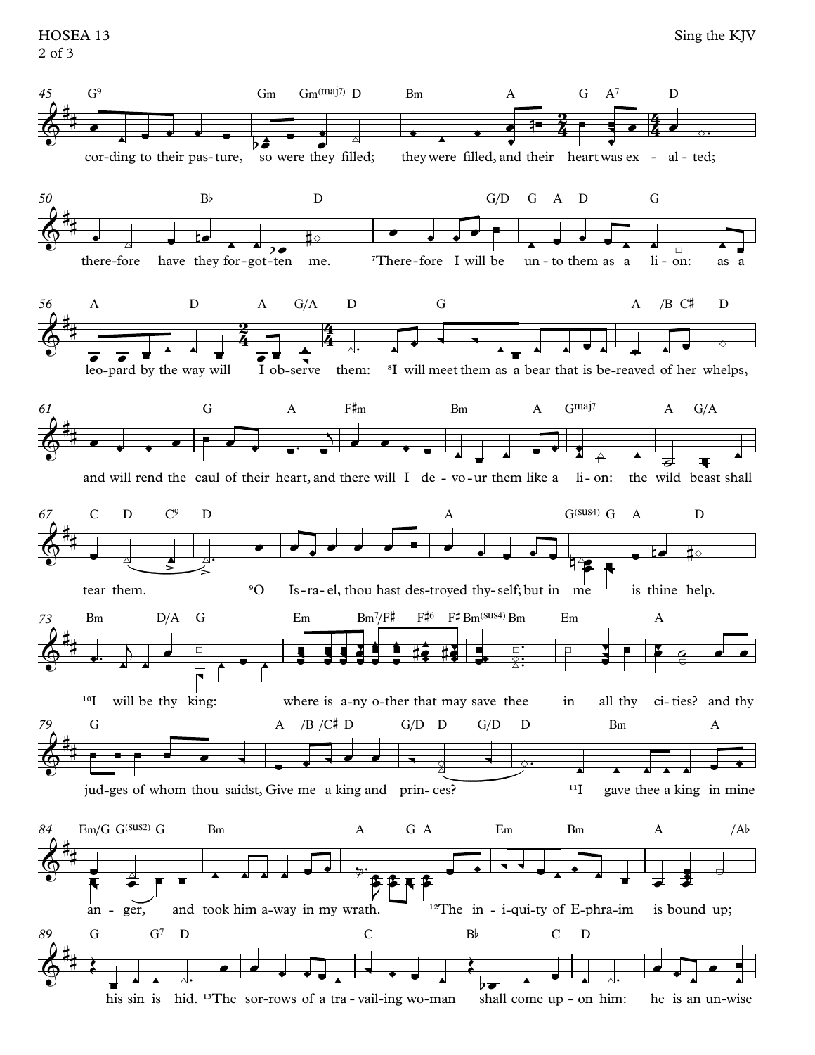cor-ding to their pas-ture, so were they filled; they were filled, and their heart was ex - al - ted;

there-fore have they for-got-ten me. [7]There-fore I will be un-to them as a li-on: as a

leo-pard by the way will I ob-serve them: [8]I will meet them as a bear that is be-reaved of her whelps,

and will rend the caul of their heart, and there will I de-vo-ur them like a li-on: the wild beast shall

tear them. [9]O Is-ra-el, thou hast des-troyed thy-self; but in me is thine help.

[10]I will be thy king: where is a-ny o-ther that may save thee in all thy ci-ties? and thy

jud-ges of whom thou saidst, Give me a king and prin-ces? [11]I gave thee a king in mine

an - ger, and took him a-way in my wrath. [12]The in - i-qui-ty of E-phra-im is bound up;

his sin is hid. [13]The sor-rows of a tra-vail-ing wo-man shall come up - on him: he is an un-wise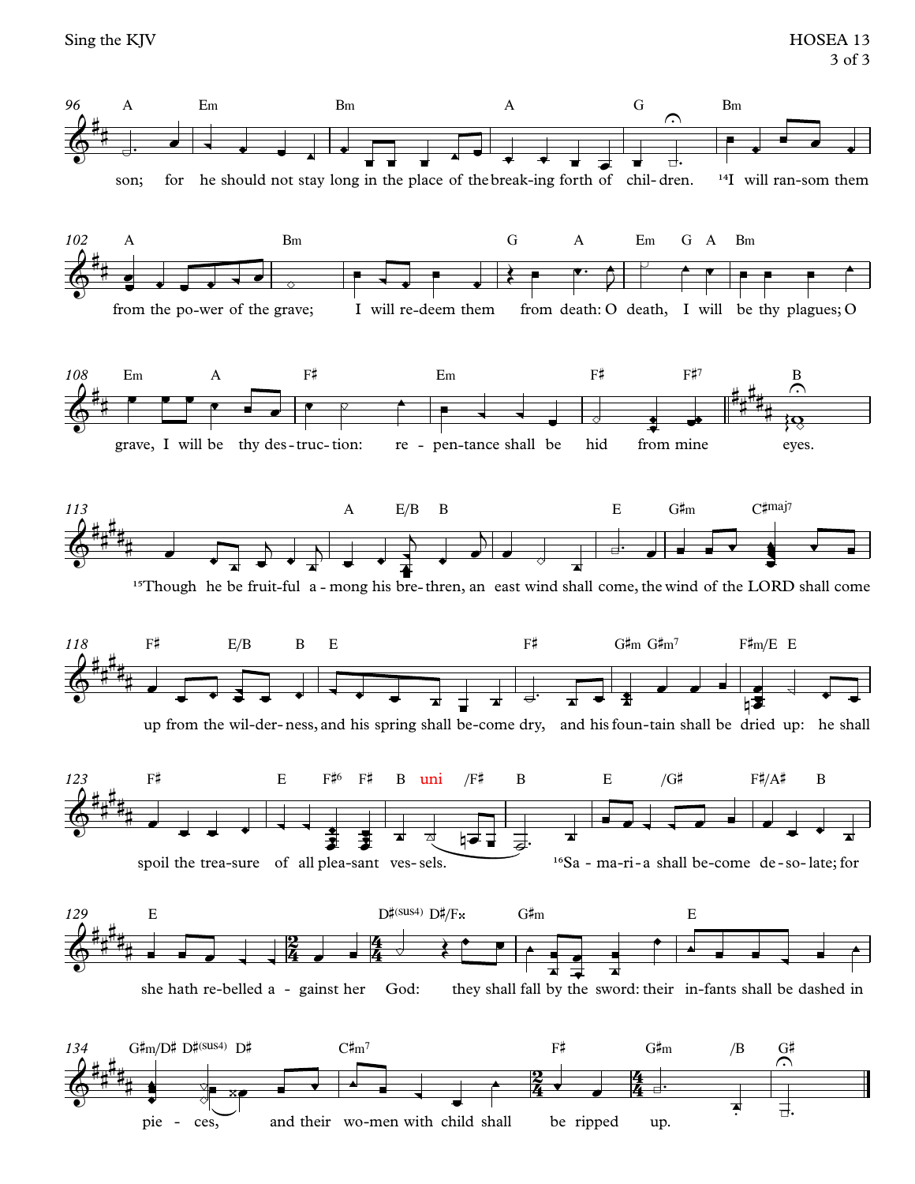son; for he should not stay long in the place of the breaking forth of children. [14]I will ransom them from the power of the grave; I will redeem them from death: O death, I will be thy plagues; O grave, I will be thy destruction: repentance shall be hid from mine eyes.

[15]Though he be fruitful among his brethren, an east wind shall come, the wind of the LORD shall come up from the wilderness, and his spring shall become dry, and his fountain shall be dried up: he shall spoil the treasure of all pleasant vessels. [16]Samaria shall become desolate; for she hath rebelled against her God: they shall fall by the sword: their infants shall be dashed in pieces, and their women with child shall be ripped up.